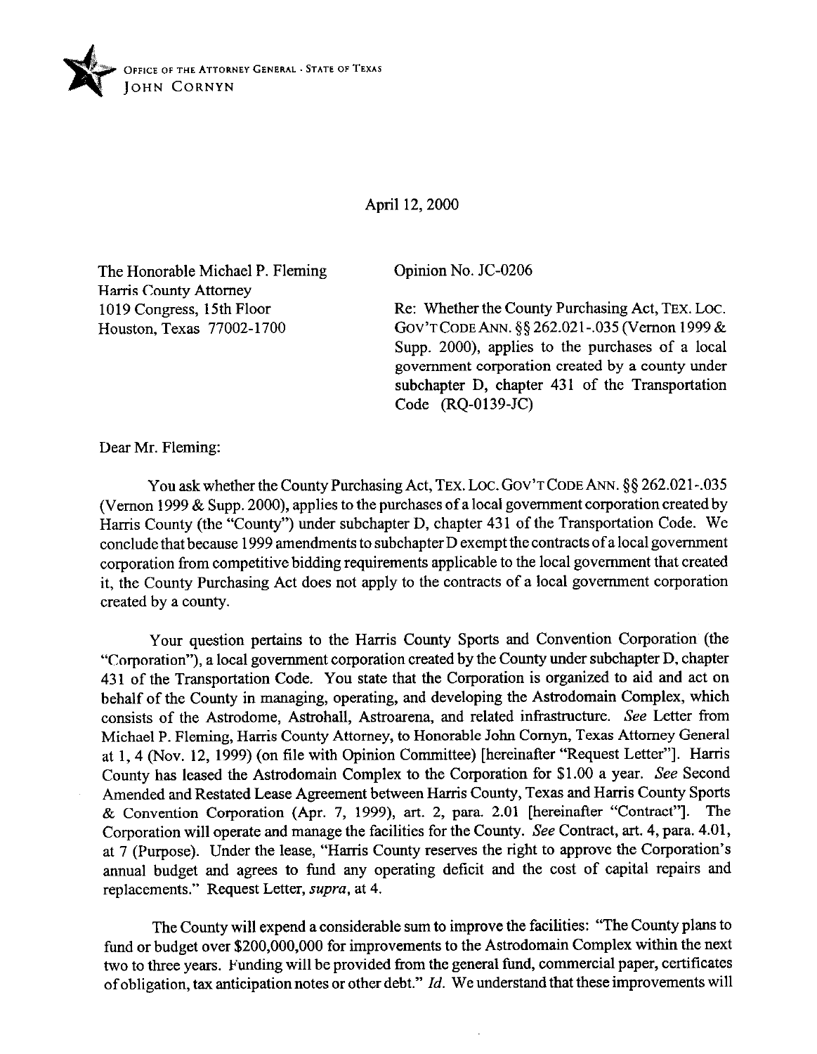OFFICE OF THE ATTORNEY GENERAL · STATE OF TEXAS
JOHN CORNYN

April 12, 2000

The Honorable Michael P. Fleming
Harris County Attorney
1019 Congress, 15th Floor
Houston, Texas 77002-1700

Opinion No. JC-0206

Re: Whether the County Purchasing Act, TEX. LOC. GOV'T CODE ANN. §§ 262.021-.035 (Vernon 1999 & Supp. 2000), applies to the purchases of a local government corporation created by a county under subchapter D, chapter 431 of the Transportation Code (RQ-0139-JC)

Dear Mr. Fleming:

You ask whether the County Purchasing Act, TEX. LOC. GOV'T CODE ANN. §§ 262.021-.035 (Vernon 1999 & Supp. 2000), applies to the purchases of a local government corporation created by Harris County (the "County") under subchapter D, chapter 431 of the Transportation Code. We conclude that because 1999 amendments to subchapter D exempt the contracts of a local government corporation from competitive bidding requirements applicable to the local government that created it, the County Purchasing Act does not apply to the contracts of a local government corporation created by a county.

Your question pertains to the Harris County Sports and Convention Corporation (the "Corporation"), a local government corporation created by the County under subchapter D, chapter 431 of the Transportation Code. You state that the Corporation is organized to aid and act on behalf of the County in managing, operating, and developing the Astrodomain Complex, which consists of the Astrodome, Astrohall, Astroarena, and related infrastructure. *See* Letter from Michael P. Fleming, Harris County Attorney, to Honorable John Cornyn, Texas Attorney General at 1, 4 (Nov. 12, 1999) (on file with Opinion Committee) [hereinafter "Request Letter"]. Harris County has leased the Astrodomain Complex to the Corporation for $1.00 a year. *See* Second Amended and Restated Lease Agreement between Harris County, Texas and Harris County Sports & Convention Corporation (Apr. 7, 1999), art. 2, para. 2.01 [hereinafter "Contract"]. The Corporation will operate and manage the facilities for the County. *See* Contract, art. 4, para. 4.01, at 7 (Purpose). Under the lease, "Harris County reserves the right to approve the Corporation's annual budget and agrees to fund any operating deficit and the cost of capital repairs and replacements." Request Letter, *supra*, at 4.

The County will expend a considerable sum to improve the facilities: "The County plans to fund or budget over $200,000,000 for improvements to the Astrodomain Complex within the next two to three years. Funding will be provided from the general fund, commercial paper, certificates of obligation, tax anticipation notes or other debt." *Id.* We understand that these improvements will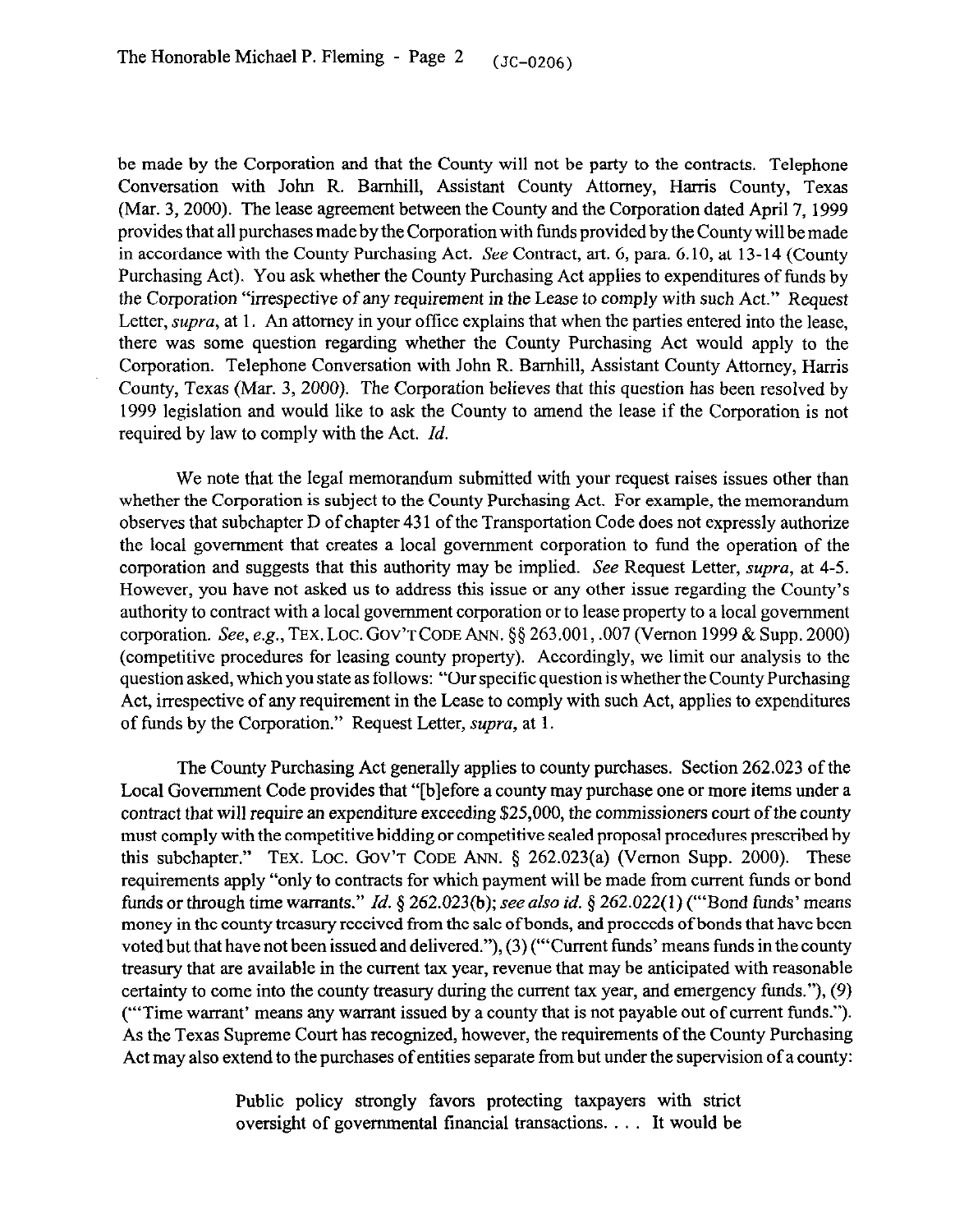be made by the Corporation and that the County will not be party to the contracts. Telephone Conversation with John R. Barnhill, Assistant County Attorney, Harris County, Texas (Mar. 3, 2000). The lease agreement between the County and the Corporation dated April 7, 1999 provides that all purchases made by the Corporation with funds provided by the County will be made in accordance with the County Purchasing Act. *See* Contract, art. 6, para. 6.10, at 13-14 (County Purchasing Act). You ask whether the County Purchasing Act applies to expenditures of funds by the Corporation "irrespective of any requirement in the Lease to comply with such Act." Request Letter, *supra*, at 1. An attorney in your office explains that when the parties entered into the lease, there was some question regarding whether the County Purchasing Act would apply to the Corporation. Telephone Conversation with John R. Barnhill, Assistant County Attorney, Harris County, Texas (Mar. 3, 2000). The Corporation believes that this question has been resolved by 1999 legislation and would like to ask the County to amend the lease if the Corporation is not required by law to comply with the Act. *Id.*

We note that the legal memorandum submitted with your request raises issues other than whether the Corporation is subject to the County Purchasing Act. For example, the memorandum observes that subchapter D of chapter 431 of the Transportation Code does not expressly authorize the local government that creates a local government corporation to fund the operation of the corporation and suggests that this authority may be implied. *See* Request Letter, *supra*, at 4-5. However, you have not asked us to address this issue or any other issue regarding the County's authority to contract with a local government corporation or to lease property to a local government corporation. *See, e.g.*, TEX. LOC. GOV'T CODE ANN. §§ 263.001, .007 (Vernon 1999 & Supp. 2000) (competitive procedures for leasing county property). Accordingly, we limit our analysis to the question asked, which you state as follows: "Our specific question is whether the County Purchasing Act, irrespective of any requirement in the Lease to comply with such Act, applies to expenditures of funds by the Corporation." Request Letter, *supra*, at 1.

The County Purchasing Act generally applies to county purchases. Section 262.023 of the Local Government Code provides that "[b]efore a county may purchase one or more items under a contract that will require an expenditure exceeding $25,000, the commissioners court of the county must comply with the competitive bidding or competitive sealed proposal procedures prescribed by this subchapter." TEX. LOC. GOV'T CODE ANN. § 262.023(a) (Vernon Supp. 2000). These requirements apply "only to contracts for which payment will be made from current funds or bond funds or through time warrants." *Id.* § 262.023(b); *see also id.* § 262.022(1) ("'Bond funds' means money in the county treasury received from the sale of bonds, and proceeds of bonds that have been voted but that have not been issued and delivered."), (3) ("'Current funds' means funds in the county treasury that are available in the current tax year, revenue that may be anticipated with reasonable certainty to come into the county treasury during the current tax year, and emergency funds."), (9) ("'Time warrant' means any warrant issued by a county that is not payable out of current funds."). As the Texas Supreme Court has recognized, however, the requirements of the County Purchasing Act may also extend to the purchases of entities separate from but under the supervision of a county:

> Public policy strongly favors protecting taxpayers with strict oversight of governmental financial transactions. . . . It would be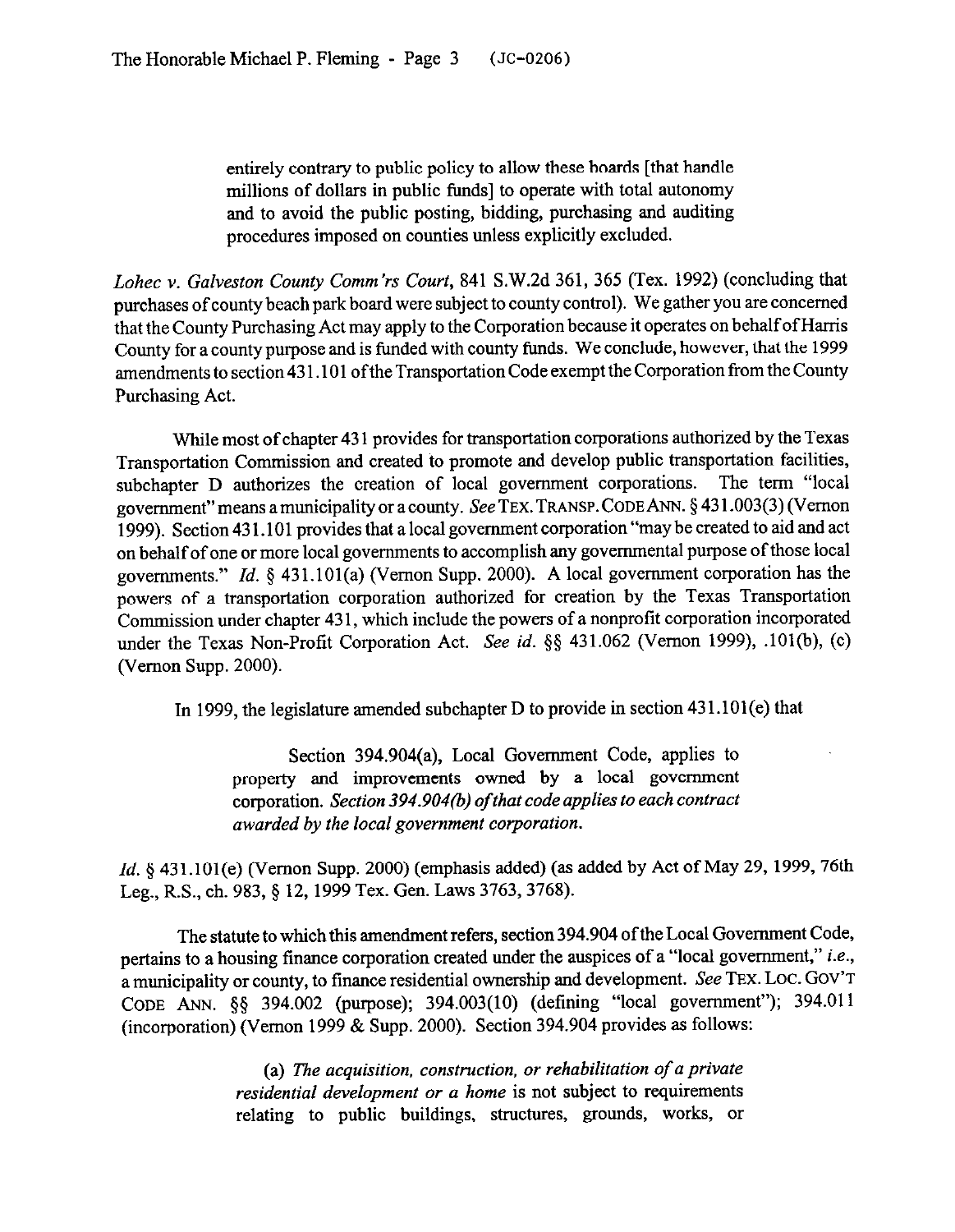> entirely contrary to public policy to allow these boards [that handle millions of dollars in public funds] to operate with total autonomy and to avoid the public posting, bidding, purchasing and auditing procedures imposed on counties unless explicitly excluded.

*Lohec v. Galveston County Comm'rs Court*, 841 S.W.2d 361, 365 (Tex. 1992) (concluding that purchases of county beach park board were subject to county control). We gather you are concerned that the County Purchasing Act may apply to the Corporation because it operates on behalf of Harris County for a county purpose and is funded with county funds. We conclude, however, that the 1999 amendments to section 431.101 of the Transportation Code exempt the Corporation from the County Purchasing Act.

While most of chapter 431 provides for transportation corporations authorized by the Texas Transportation Commission and created to promote and develop public transportation facilities, subchapter D authorizes the creation of local government corporations. The term "local government" means a municipality or a county. *See* TEX. TRANSP. CODE ANN. § 431.003(3) (Vernon 1999). Section 431.101 provides that a local government corporation "may be created to aid and act on behalf of one or more local governments to accomplish any governmental purpose of those local governments." *Id.* § 431.101(a) (Vernon Supp. 2000). A local government corporation has the powers of a transportation corporation authorized for creation by the Texas Transportation Commission under chapter 431, which include the powers of a nonprofit corporation incorporated under the Texas Non-Profit Corporation Act. *See id.* §§ 431.062 (Vernon 1999), .101(b), (c) (Vernon Supp. 2000).

In 1999, the legislature amended subchapter D to provide in section 431.101(e) that

> Section 394.904(a), Local Government Code, applies to property and improvements owned by a local government corporation. *Section 394.904(b) of that code applies to each contract awarded by the local government corporation.*

*Id.* § 431.101(e) (Vernon Supp. 2000) (emphasis added) (as added by Act of May 29, 1999, 76th Leg., R.S., ch. 983, § 12, 1999 Tex. Gen. Laws 3763, 3768).

The statute to which this amendment refers, section 394.904 of the Local Government Code, pertains to a housing finance corporation created under the auspices of a "local government," *i.e.*, a municipality or county, to finance residential ownership and development. *See* TEX. LOC. GOV'T CODE ANN. §§ 394.002 (purpose); 394.003(10) (defining "local government"); 394.011 (incorporation) (Vernon 1999 & Supp. 2000). Section 394.904 provides as follows:

> (a) *The acquisition, construction, or rehabilitation of a private residential development or a home* is not subject to requirements relating to public buildings, structures, grounds, works, or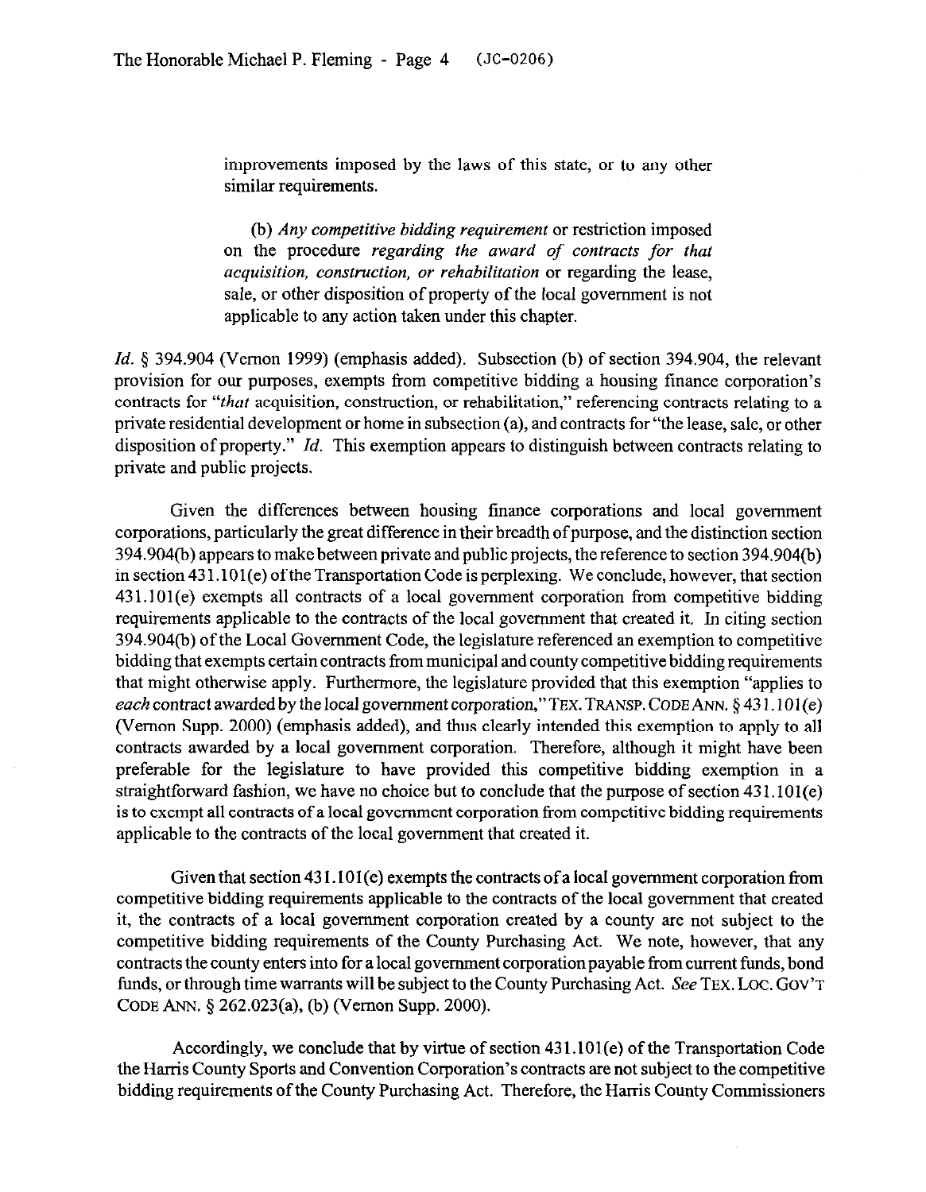improvements imposed by the laws of this state, or to any other similar requirements.

(b) *Any competitive bidding requirement* or restriction imposed on the procedure *regarding the award of contracts for that acquisition, construction, or rehabilitation* or regarding the lease, sale, or other disposition of property of the local government is not applicable to any action taken under this chapter.

*Id.* § 394.904 (Vernon 1999) (emphasis added). Subsection (b) of section 394.904, the relevant provision for our purposes, exempts from competitive bidding a housing finance corporation's contracts for "*that* acquisition, construction, or rehabilitation," referencing contracts relating to a private residential development or home in subsection (a), and contracts for "the lease, sale, or other disposition of property." *Id.* This exemption appears to distinguish between contracts relating to private and public projects.

Given the differences between housing finance corporations and local government corporations, particularly the great difference in their breadth of purpose, and the distinction section 394.904(b) appears to make between private and public projects, the reference to section 394.904(b) in section 431.101(e) of the Transportation Code is perplexing. We conclude, however, that section 431.101(e) exempts all contracts of a local government corporation from competitive bidding requirements applicable to the contracts of the local government that created it. In citing section 394.904(b) of the Local Government Code, the legislature referenced an exemption to competitive bidding that exempts certain contracts from municipal and county competitive bidding requirements that might otherwise apply. Furthermore, the legislature provided that this exemption "applies to *each* contract awarded by the local government corporation," TEX. TRANSP. CODE ANN. § 431.101(e) (Vernon Supp. 2000) (emphasis added), and thus clearly intended this exemption to apply to all contracts awarded by a local government corporation. Therefore, although it might have been preferable for the legislature to have provided this competitive bidding exemption in a straightforward fashion, we have no choice but to conclude that the purpose of section 431.101(e) is to exempt all contracts of a local government corporation from competitive bidding requirements applicable to the contracts of the local government that created it.

Given that section 431.101(e) exempts the contracts of a local government corporation from competitive bidding requirements applicable to the contracts of the local government that created it, the contracts of a local government corporation created by a county are not subject to the competitive bidding requirements of the County Purchasing Act. We note, however, that any contracts the county enters into for a local government corporation payable from current funds, bond funds, or through time warrants will be subject to the County Purchasing Act. *See* TEX. LOC. GOV'T CODE ANN. § 262.023(a), (b) (Vernon Supp. 2000).

Accordingly, we conclude that by virtue of section 431.101(e) of the Transportation Code the Harris County Sports and Convention Corporation's contracts are not subject to the competitive bidding requirements of the County Purchasing Act. Therefore, the Harris County Commissioners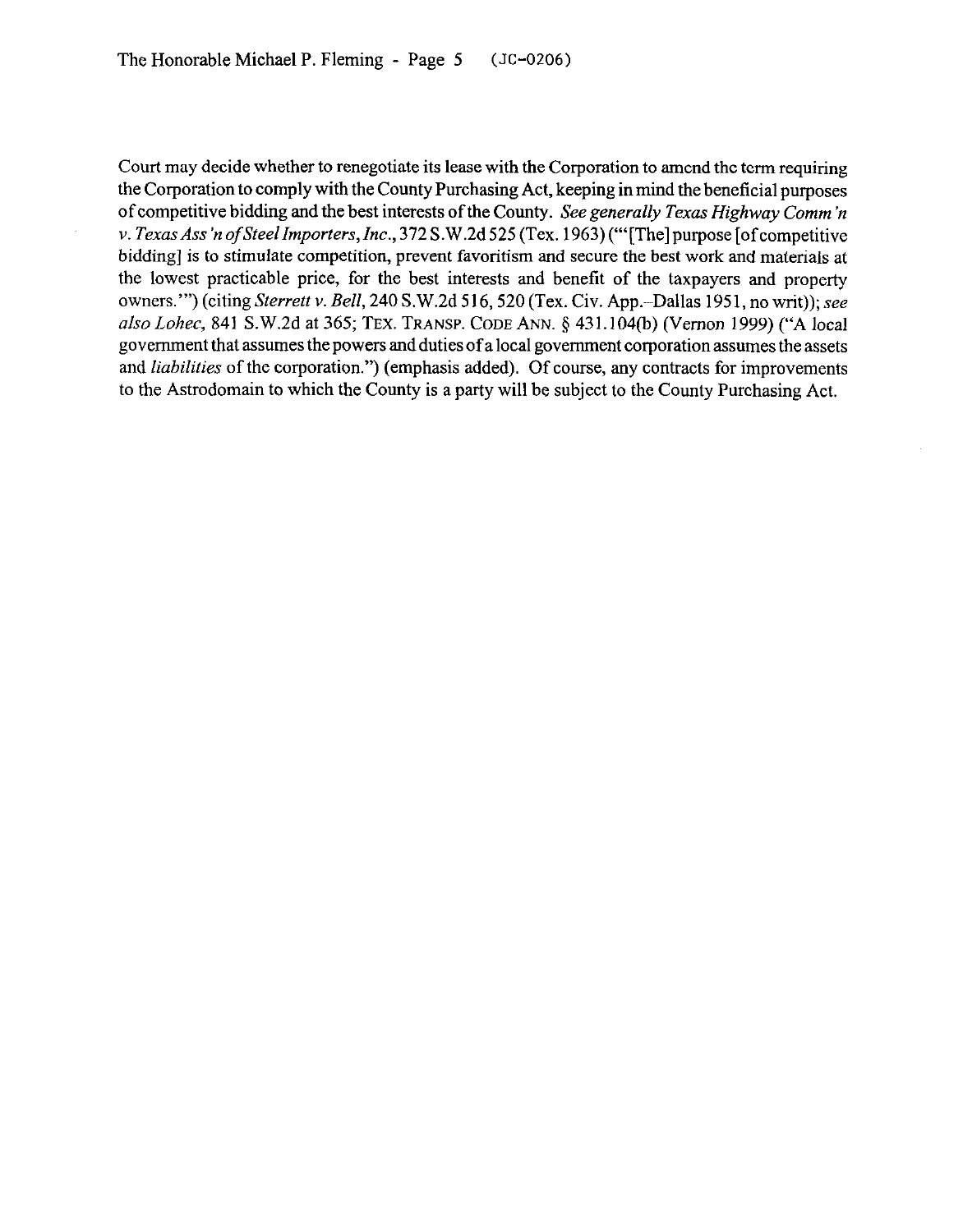Court may decide whether to renegotiate its lease with the Corporation to amend the term requiring the Corporation to comply with the County Purchasing Act, keeping in mind the beneficial purposes of competitive bidding and the best interests of the County. *See generally Texas Highway Comm'n v. Texas Ass'n of Steel Importers, Inc.*, 372 S.W.2d 525 (Tex. 1963) ("'[The] purpose [of competitive bidding] is to stimulate competition, prevent favoritism and secure the best work and materials at the lowest practicable price, for the best interests and benefit of the taxpayers and property owners.'") (citing *Sterrett v. Bell*, 240 S.W.2d 516, 520 (Tex. Civ. App.–Dallas 1951, no writ)); *see also Lohec*, 841 S.W.2d at 365; TEX. TRANSP. CODE ANN. § 431.104(b) (Vernon 1999) ("A local government that assumes the powers and duties of a local government corporation assumes the assets and *liabilities* of the corporation.") (emphasis added). Of course, any contracts for improvements to the Astrodomain to which the County is a party will be subject to the County Purchasing Act.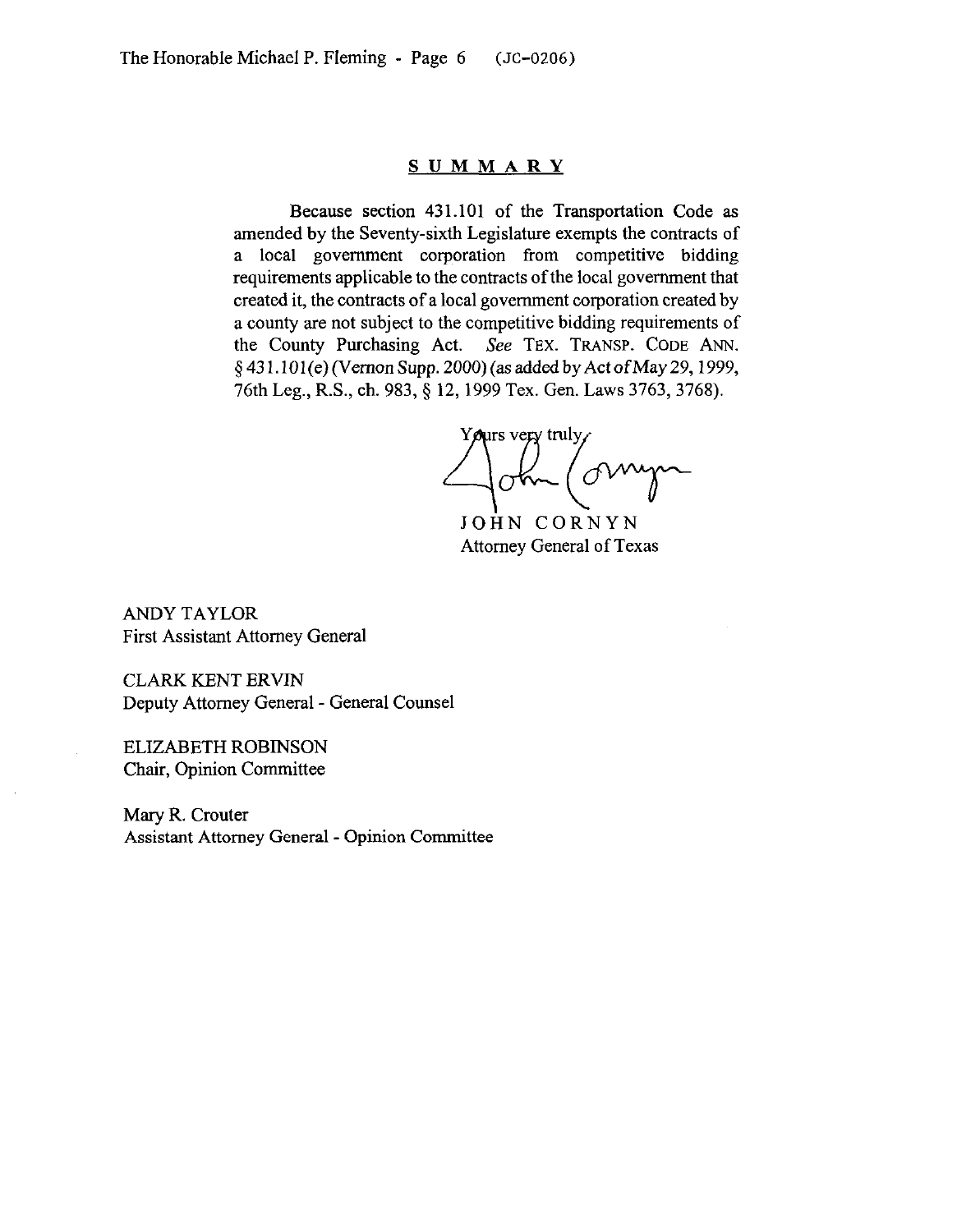## SUMMARY

Because section 431.101 of the Transportation Code as amended by the Seventy-sixth Legislature exempts the contracts of a local government corporation from competitive bidding requirements applicable to the contracts of the local government that created it, the contracts of a local government corporation created by a county are not subject to the competitive bidding requirements of the County Purchasing Act. *See* TEX. TRANSP. CODE ANN. § 431.101(e) (Vernon Supp. 2000) (as added by Act of May 29, 1999, 76th Leg., R.S., ch. 983, § 12, 1999 Tex. Gen. Laws 3763, 3768).

Yours very truly,

JOHN CORNYN
Attorney General of Texas

ANDY TAYLOR
First Assistant Attorney General

CLARK KENT ERVIN
Deputy Attorney General - General Counsel

ELIZABETH ROBINSON
Chair, Opinion Committee

Mary R. Crouter
Assistant Attorney General - Opinion Committee